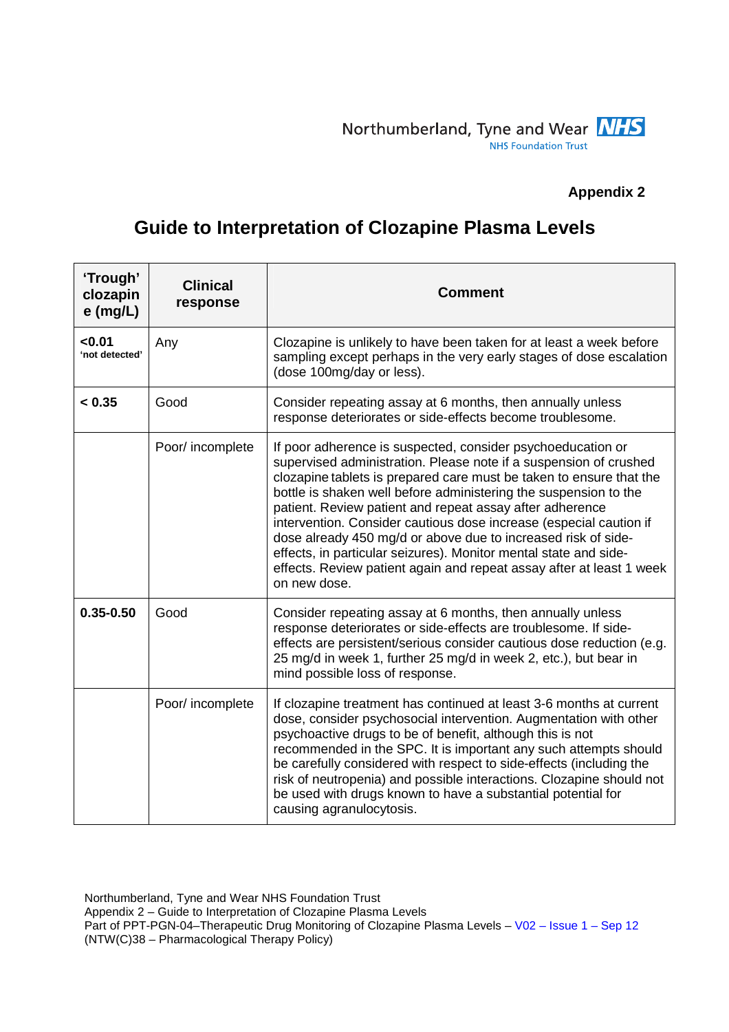**Appendix 2**

# Guide to Interpretation of Clozapine Plasma Levels

| 'Trough' clozapine (mg/L) | Clinical response | Comment |
|---|---|---|
| **<0.01** 'not detected' | Any | Clozapine is unlikely to have been taken for at least a week before sampling except perhaps in the very early stages of dose escalation (dose 100mg/day or less). |
| **< 0.35** | Good | Consider repeating assay at 6 months, then annually unless response deteriorates or side-effects become troublesome. |
| | Poor/ incomplete | If poor adherence is suspected, consider psychoeducation or supervised administration. Please note if a suspension of crushed clozapine tablets is prepared care must be taken to ensure that the bottle is shaken well before administering the suspension to the patient. Review patient and repeat assay after adherence intervention. Consider cautious dose increase (especial caution if dose already 450 mg/d or above due to increased risk of side-effects, in particular seizures). Monitor mental state and side-effects. Review patient again and repeat assay after at least 1 week on new dose. |
| **0.35-0.50** | Good | Consider repeating assay at 6 months, then annually unless response deteriorates or side-effects are troublesome. If side-effects are persistent/serious consider cautious dose reduction (e.g. 25 mg/d in week 1, further 25 mg/d in week 2, etc.), but bear in mind possible loss of response. |
| | Poor/ incomplete | If clozapine treatment has continued at least 3-6 months at current dose, consider psychosocial intervention. Augmentation with other psychoactive drugs to be of benefit, although this is not recommended in the SPC. It is important any such attempts should be carefully considered with respect to side-effects (including the risk of neutropenia) and possible interactions. Clozapine should not be used with drugs known to have a substantial potential for causing agranulocytosis. |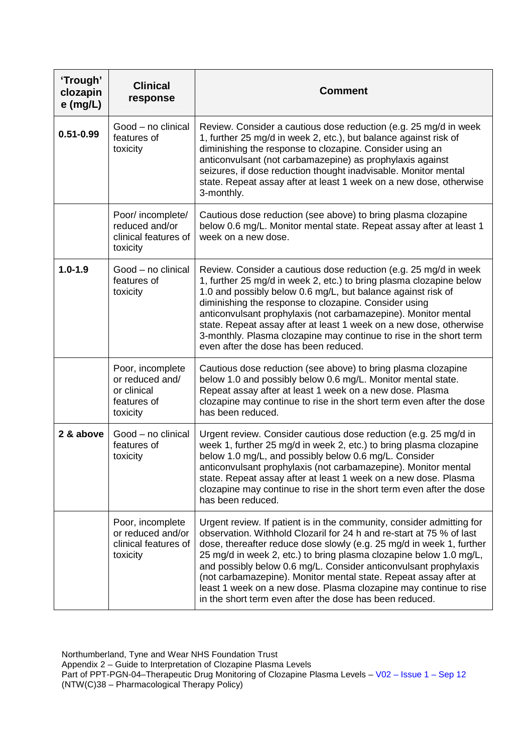| 'Trough' clozapine (mg/L) | Clinical response | Comment |
|---|---|---|
| **0.51-0.99** | Good – no clinical features of toxicity | Review. Consider a cautious dose reduction (e.g. 25 mg/d in week 1, further 25 mg/d in week 2, etc.), but balance against risk of diminishing the response to clozapine. Consider using an anticonvulsant (not carbamazepine) as prophylaxis against seizures, if dose reduction thought inadvisable. Monitor mental state. Repeat assay after at least 1 week on a new dose, otherwise 3-monthly. |
| | Poor/ incomplete/ reduced and/or clinical features of toxicity | Cautious dose reduction (see above) to bring plasma clozapine below 0.6 mg/L. Monitor mental state. Repeat assay after at least 1 week on a new dose. |
| **1.0-1.9** | Good – no clinical features of toxicity | Review. Consider a cautious dose reduction (e.g. 25 mg/d in week 1, further 25 mg/d in week 2, etc.) to bring plasma clozapine below 1.0 and possibly below 0.6 mg/L, but balance against risk of diminishing the response to clozapine. Consider using anticonvulsant prophylaxis (not carbamazepine). Monitor mental state. Repeat assay after at least 1 week on a new dose, otherwise 3-monthly. Plasma clozapine may continue to rise in the short term even after the dose has been reduced. |
| | Poor, incomplete or reduced and/ or clinical features of toxicity | Cautious dose reduction (see above) to bring plasma clozapine below 1.0 and possibly below 0.6 mg/L. Monitor mental state. Repeat assay after at least 1 week on a new dose. Plasma clozapine may continue to rise in the short term even after the dose has been reduced. |
| **2 & above** | Good – no clinical features of toxicity | Urgent review. Consider cautious dose reduction (e.g. 25 mg/d in week 1, further 25 mg/d in week 2, etc.) to bring plasma clozapine below 1.0 mg/L, and possibly below 0.6 mg/L. Consider anticonvulsant prophylaxis (not carbamazepine). Monitor mental state. Repeat assay after at least 1 week on a new dose. Plasma clozapine may continue to rise in the short term even after the dose has been reduced. |
| | Poor, incomplete or reduced and/or clinical features of toxicity | Urgent review. If patient is in the community, consider admitting for observation. Withhold Clozaril for 24 h and re-start at 75 % of last dose, thereafter reduce dose slowly (e.g. 25 mg/d in week 1, further 25 mg/d in week 2, etc.) to bring plasma clozapine below 1.0 mg/L, and possibly below 0.6 mg/L. Consider anticonvulsant prophylaxis (not carbamazepine). Monitor mental state. Repeat assay after at least 1 week on a new dose. Plasma clozapine may continue to rise in the short term even after the dose has been reduced. |